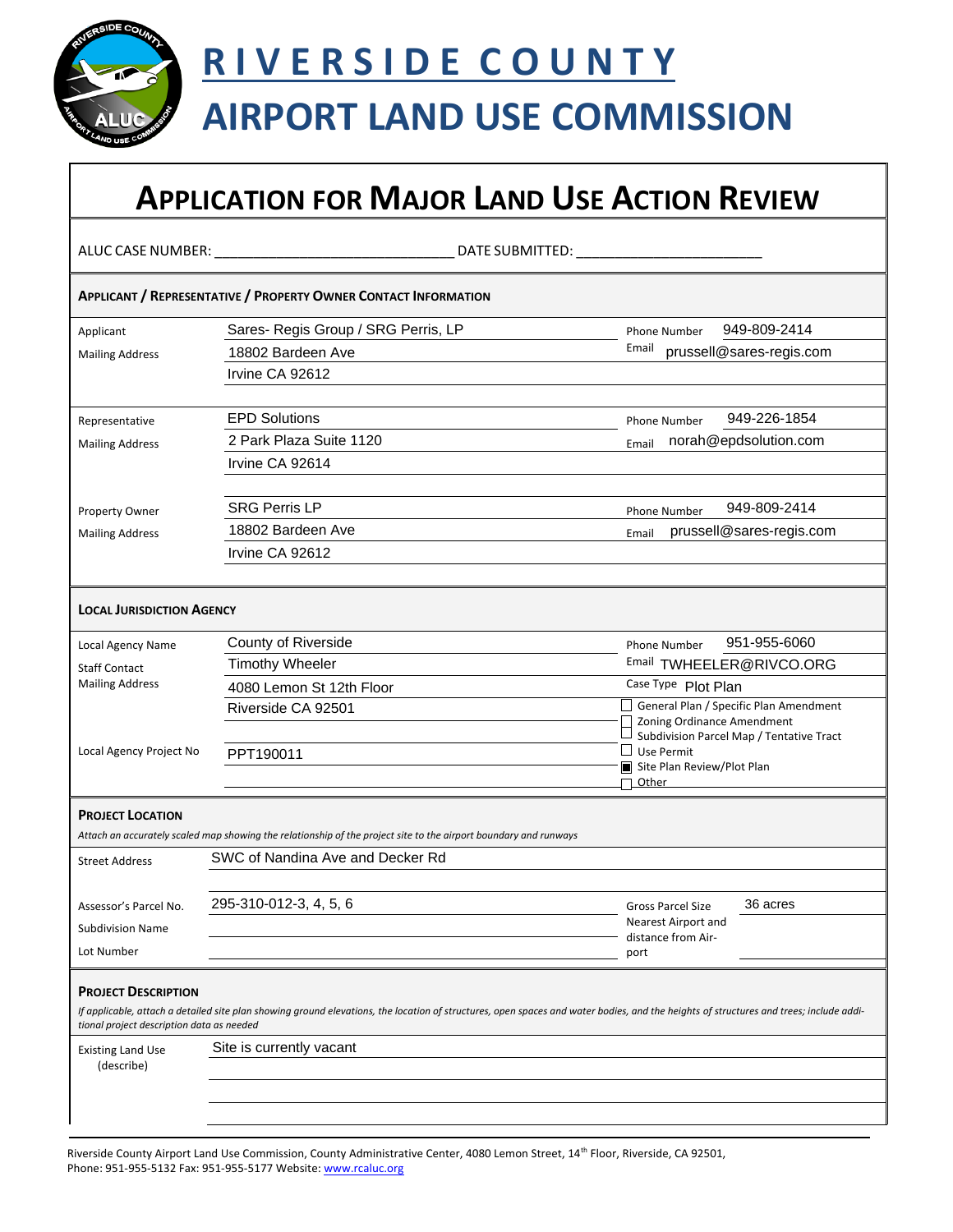# RIVERSIDE COUNTY

# AIRPORT LAND USE COMMISSION

## APPLICATION FOR MAJOR LAND USE ACTION REVIEW

ALUC CASE NUMBER: ______________________________ DATE SUBMITTED: ________________________

### APPLICANT / REPRESENTATIVE / PROPERTY OWNER CONTACT INFORMATION

| | | | |
|---|---|---|---|
| Applicant | Sares- Regis Group / SRG Perris, LP | Phone Number | 949-809-2414 |
| Mailing Address | 18802 Bardeen Ave | Email | prussell@sares-regis.com |
| | Irvine CA 92612 | | |
| Representative | EPD Solutions | Phone Number | 949-226-1854 |
| Mailing Address | 2 Park Plaza Suite 1120 | Email | norah@epdsolution.com |
| | Irvine CA 92614 | | |
| Property Owner | SRG Perris LP | Phone Number | 949-809-2414 |
| Mailing Address | 18802 Bardeen Ave | Email | prussell@sares-regis.com |
| | Irvine CA 92612 | | |

### LOCAL JURISDICTION AGENCY

| | | | |
|---|---|---|---|
| Local Agency Name | County of Riverside | Phone Number | 951-955-6060 |
| Staff Contact | Timothy Wheeler | Email | TWHEELER@RIVCO.ORG |
| Mailing Address | 4080 Lemon St 12th Floor | Case Type | Plot Plan |
| | Riverside CA 92501 | | ☐ General Plan / Specific Plan Amendment<br>☐ Zoning Ordinance Amendment<br>☐ Subdivision Parcel Map / Tentative Tract<br>☐ Use Permit<br>■ Site Plan Review/Plot Plan<br>☐ Other |
| Local Agency Project No | PPT190011 | | |

### PROJECT LOCATION

*Attach an accurately scaled map showing the relationship of the project site to the airport boundary and runways*

| | | | |
|---|---|---|---|
| Street Address | SWC of Nandina Ave and Decker Rd | | |
| Assessor's Parcel No. | 295-310-012-3, 4, 5, 6 | Gross Parcel Size | 36 acres |
| Subdivision Name | | Nearest Airport and distance from Airport | |
| Lot Number | | | |

### PROJECT DESCRIPTION

*If applicable, attach a detailed site plan showing ground elevations, the location of structures, open spaces and water bodies, and the heights of structures and trees; include additional project description data as needed*

| | |
|---|---|
| Existing Land Use (describe) | Site is currently vacant |

Riverside County Airport Land Use Commission, County Administrative Center, 4080 Lemon Street, 14th Floor, Riverside, CA 92501,
Phone: 951-955-5132 Fax: 951-955-5177 Website: www.rcaluc.org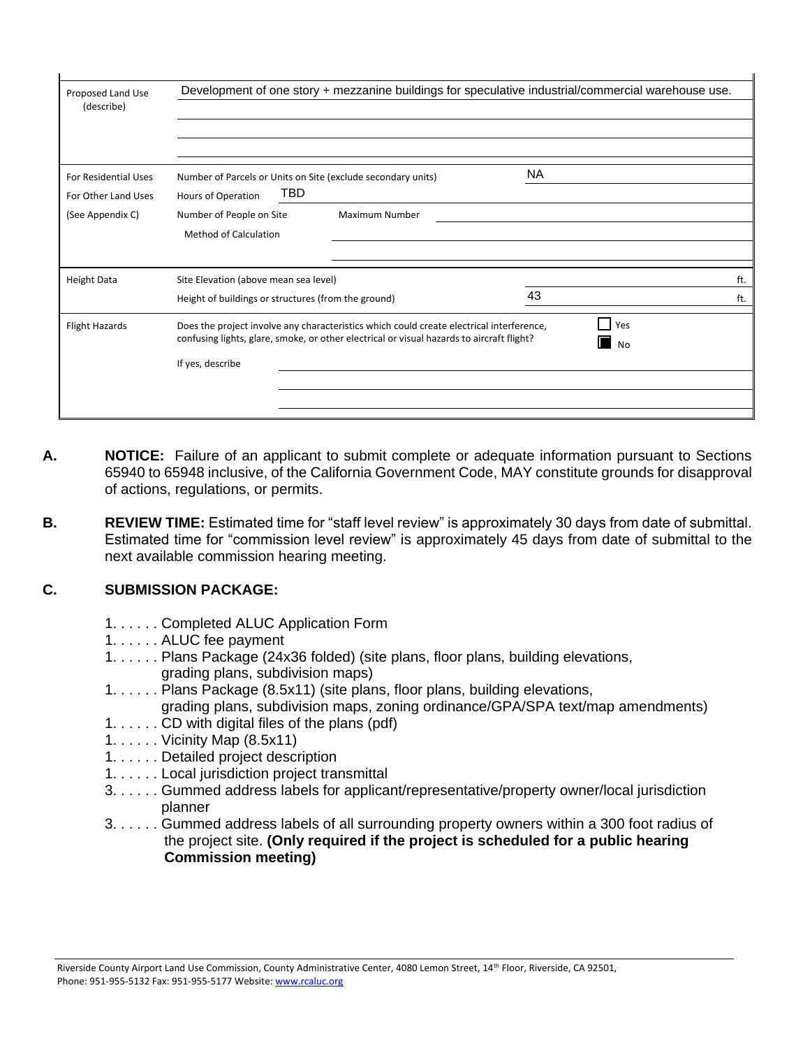| | | | |
|---|---|---|---|
| Proposed Land Use (describe) | Development of one story + mezzanine buildings for speculative industrial/commercial warehouse use. | | |
| For Residential Uses | Number of Parcels or Units on Site (exclude secondary units) | NA | |
| For Other Land Uses | Hours of Operation TBD | | |
| (See Appendix C) | Number of People on Site Maximum Number | | |
| | Method of Calculation | | |
| Height Data | Site Elevation (above mean sea level) | | ft. |
| | Height of buildings or structures (from the ground) | 43 | ft. |
| Flight Hazards | Does the project involve any characteristics which could create electrical interference, confusing lights, glare, smoke, or other electrical or visual hazards to aircraft flight? | ☐ Yes ☒ No | |
| | If yes, describe | | |

**A. NOTICE:** Failure of an applicant to submit complete or adequate information pursuant to Sections 65940 to 65948 inclusive, of the California Government Code, MAY constitute grounds for disapproval of actions, regulations, or permits.

**B. REVIEW TIME:** Estimated time for "staff level review" is approximately 30 days from date of submittal. Estimated time for "commission level review" is approximately 45 days from date of submittal to the next available commission hearing meeting.

**C. SUBMISSION PACKAGE:**

- 1. . . . . . Completed ALUC Application Form
- 1. . . . . . ALUC fee payment
- 1. . . . . . Plans Package (24x36 folded) (site plans, floor plans, building elevations, grading plans, subdivision maps)
- 1. . . . . . Plans Package (8.5x11) (site plans, floor plans, building elevations, grading plans, subdivision maps, zoning ordinance/GPA/SPA text/map amendments)
- 1. . . . . . CD with digital files of the plans (pdf)
- 1. . . . . . Vicinity Map (8.5x11)
- 1. . . . . . Detailed project description
- 1. . . . . . Local jurisdiction project transmittal
- 3. . . . . . Gummed address labels for applicant/representative/property owner/local jurisdiction planner
- 3. . . . . . Gummed address labels of all surrounding property owners within a 300 foot radius of the project site. **(Only required if the project is scheduled for a public hearing Commission meeting)**

Riverside County Airport Land Use Commission, County Administrative Center, 4080 Lemon Street, 14th Floor, Riverside, CA 92501, Phone: 951-955-5132 Fax: 951-955-5177 Website: www.rcaluc.org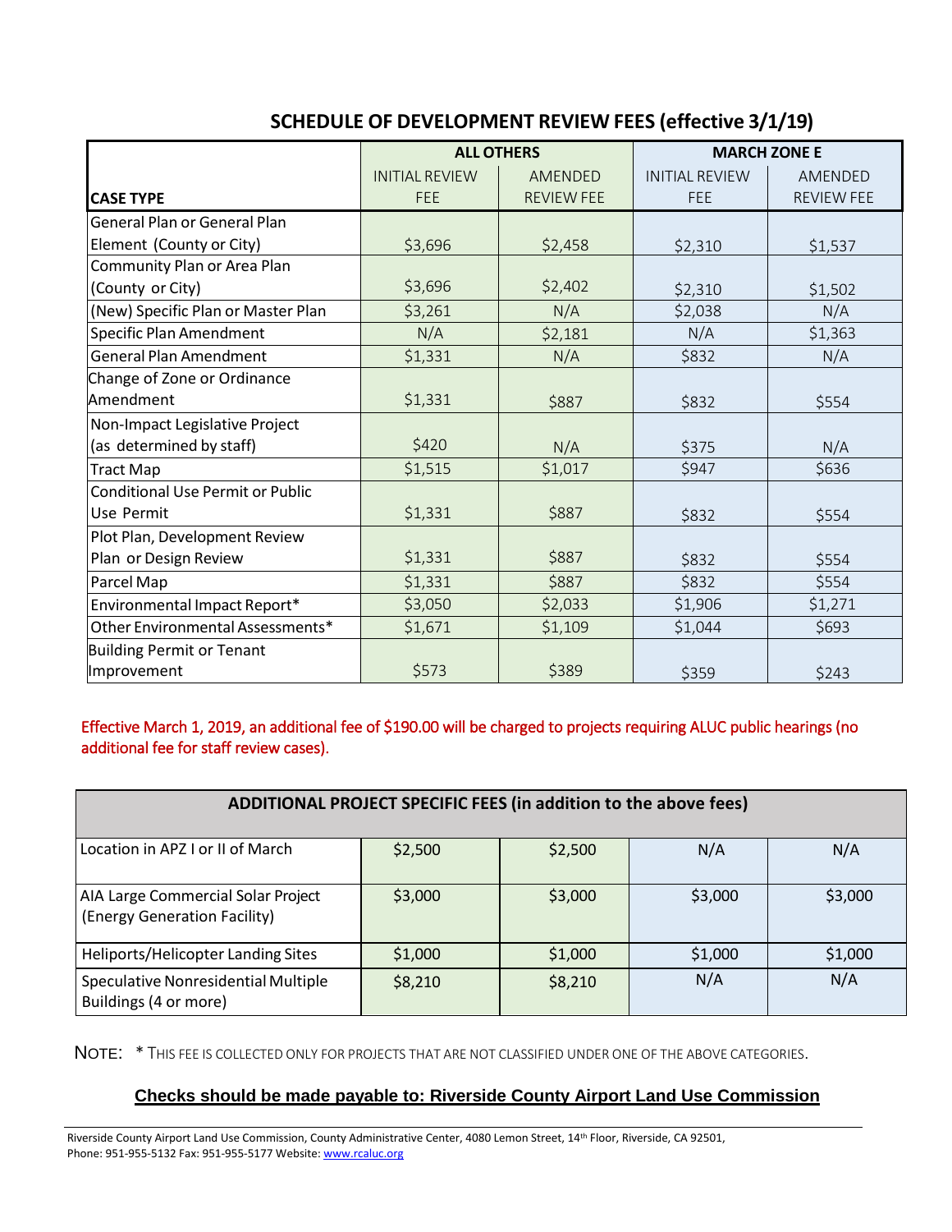## SCHEDULE OF DEVELOPMENT REVIEW FEES (effective 3/1/19)

| | ALL OTHERS | | MARCH ZONE E | |
|---|---|---|---|---|
| **CASE TYPE** | INITIAL REVIEW FEE | AMENDED REVIEW FEE | INITIAL REVIEW FEE | AMENDED REVIEW FEE |
| General Plan or General Plan Element (County or City) | $3,696 | $2,458 | $2,310 | $1,537 |
| Community Plan or Area Plan (County or City) | $3,696 | $2,402 | $2,310 | $1,502 |
| (New) Specific Plan or Master Plan | $3,261 | N/A | $2,038 | N/A |
| Specific Plan Amendment | N/A | $2,181 | N/A | $1,363 |
| General Plan Amendment | $1,331 | N/A | $832 | N/A |
| Change of Zone or Ordinance Amendment | $1,331 | $887 | $832 | $554 |
| Non-Impact Legislative Project (as determined by staff) | $420 | N/A | $375 | N/A |
| Tract Map | $1,515 | $1,017 | $947 | $636 |
| Conditional Use Permit or Public Use Permit | $1,331 | $887 | $832 | $554 |
| Plot Plan, Development Review Plan or Design Review | $1,331 | $887 | $832 | $554 |
| Parcel Map | $1,331 | $887 | $832 | $554 |
| Environmental Impact Report* | $3,050 | $2,033 | $1,906 | $1,271 |
| Other Environmental Assessments* | $1,671 | $1,109 | $1,044 | $693 |
| Building Permit or Tenant Improvement | $573 | $389 | $359 | $243 |

Effective March 1, 2019, an additional fee of $190.00 will be charged to projects requiring ALUC public hearings (no additional fee for staff review cases).

| ADDITIONAL PROJECT SPECIFIC FEES (in addition to the above fees) | | | | |
|---|---|---|---|---|
| Location in APZ I or II of March | $2,500 | $2,500 | N/A | N/A |
| AIA Large Commercial Solar Project (Energy Generation Facility) | $3,000 | $3,000 | $3,000 | $3,000 |
| Heliports/Helicopter Landing Sites | $1,000 | $1,000 | $1,000 | $1,000 |
| Speculative Nonresidential Multiple Buildings (4 or more) | $8,210 | $8,210 | N/A | N/A |

NOTE: * THIS FEE IS COLLECTED ONLY FOR PROJECTS THAT ARE NOT CLASSIFIED UNDER ONE OF THE ABOVE CATEGORIES.

**Checks should be made payable to: Riverside County Airport Land Use Commission**

Riverside County Airport Land Use Commission, County Administrative Center, 4080 Lemon Street, 14th Floor, Riverside, CA 92501,
Phone: 951-955-5132 Fax: 951-955-5177 Website: www.rcaluc.org